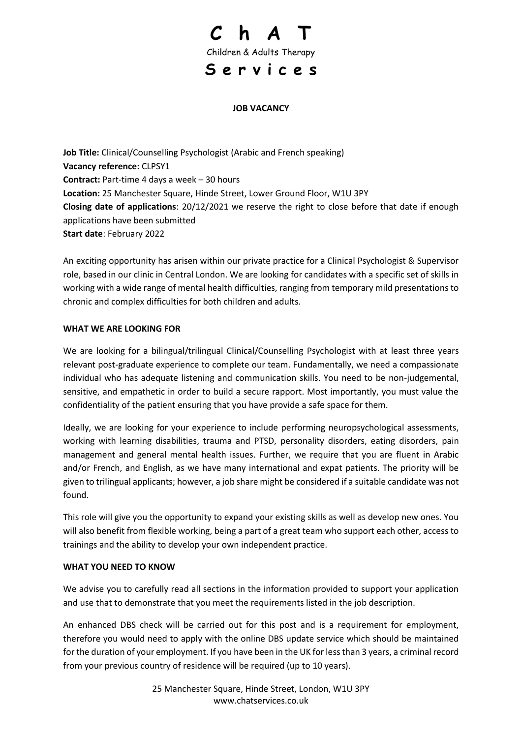# C h A T

Children & Adults Therapy

# S e r v i c e s

**JOB VACANCY**

**Job Title:** Clinical/Counselling Psychologist (Arabic and French speaking)
**Vacancy reference:** CLPSY1
**Contract:** Part-time 4 days a week – 30 hours
**Location:** 25 Manchester Square, Hinde Street, Lower Ground Floor, W1U 3PY
**Closing date of applications**: 20/12/2021 we reserve the right to close before that date if enough applications have been submitted
**Start date**: February 2022

An exciting opportunity has arisen within our private practice for a Clinical Psychologist & Supervisor role, based in our clinic in Central London. We are looking for candidates with a specific set of skills in working with a wide range of mental health difficulties, ranging from temporary mild presentations to chronic and complex difficulties for both children and adults.

**WHAT WE ARE LOOKING FOR**

We are looking for a bilingual/trilingual Clinical/Counselling Psychologist with at least three years relevant post-graduate experience to complete our team. Fundamentally, we need a compassionate individual who has adequate listening and communication skills. You need to be non-judgemental, sensitive, and empathetic in order to build a secure rapport. Most importantly, you must value the confidentiality of the patient ensuring that you have provide a safe space for them.

Ideally, we are looking for your experience to include performing neuropsychological assessments, working with learning disabilities, trauma and PTSD, personality disorders, eating disorders, pain management and general mental health issues. Further, we require that you are fluent in Arabic and/or French, and English, as we have many international and expat patients. The priority will be given to trilingual applicants; however, a job share might be considered if a suitable candidate was not found.

This role will give you the opportunity to expand your existing skills as well as develop new ones. You will also benefit from flexible working, being a part of a great team who support each other, access to trainings and the ability to develop your own independent practice.

**WHAT YOU NEED TO KNOW**

We advise you to carefully read all sections in the information provided to support your application and use that to demonstrate that you meet the requirements listed in the job description.

An enhanced DBS check will be carried out for this post and is a requirement for employment, therefore you would need to apply with the online DBS update service which should be maintained for the duration of your employment. If you have been in the UK for less than 3 years, a criminal record from your previous country of residence will be required (up to 10 years).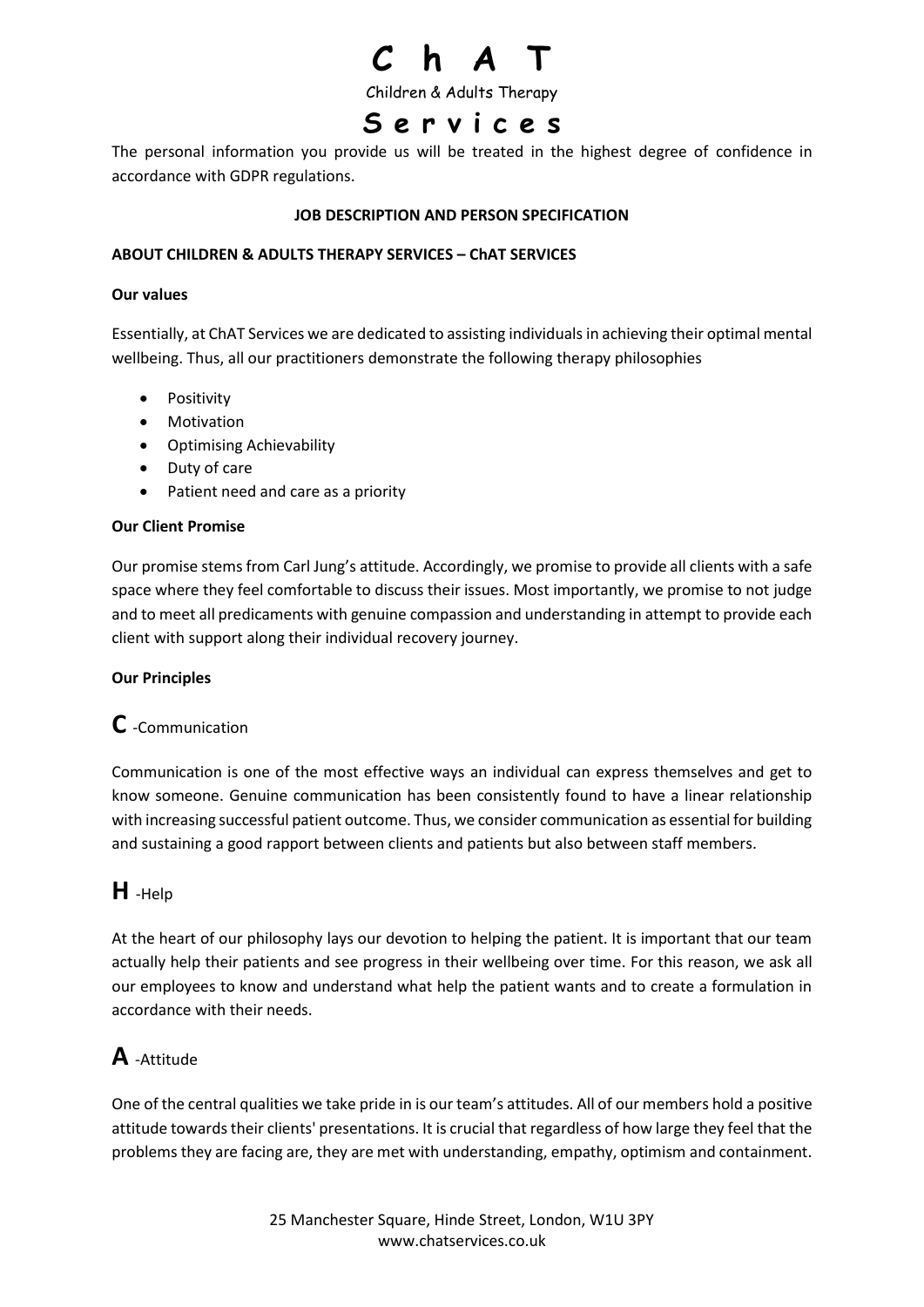The personal information you provide us will be treated in the highest degree of confidence in accordance with GDPR regulations.

**JOB DESCRIPTION AND PERSON SPECIFICATION**

**ABOUT CHILDREN & ADULTS THERAPY SERVICES – ChAT SERVICES**

**Our values**

Essentially, at ChAT Services we are dedicated to assisting individuals in achieving their optimal mental wellbeing. Thus, all our practitioners demonstrate the following therapy philosophies

- Positivity
- Motivation
- Optimising Achievability
- Duty of care
- Patient need and care as a priority

**Our Client Promise**

Our promise stems from Carl Jung's attitude. Accordingly, we promise to provide all clients with a safe space where they feel comfortable to discuss their issues. Most importantly, we promise to not judge and to meet all predicaments with genuine compassion and understanding in attempt to provide each client with support along their individual recovery journey.

**Our Principles**

## C -Communication

Communication is one of the most effective ways an individual can express themselves and get to know someone. Genuine communication has been consistently found to have a linear relationship with increasing successful patient outcome. Thus, we consider communication as essential for building and sustaining a good rapport between clients and patients but also between staff members.

## H -Help

At the heart of our philosophy lays our devotion to helping the patient. It is important that our team actually help their patients and see progress in their wellbeing over time. For this reason, we ask all our employees to know and understand what help the patient wants and to create a formulation in accordance with their needs.

## A -Attitude

One of the central qualities we take pride in is our team's attitudes. All of our members hold a positive attitude towards their clients' presentations. It is crucial that regardless of how large they feel that the problems they are facing are, they are met with understanding, empathy, optimism and containment.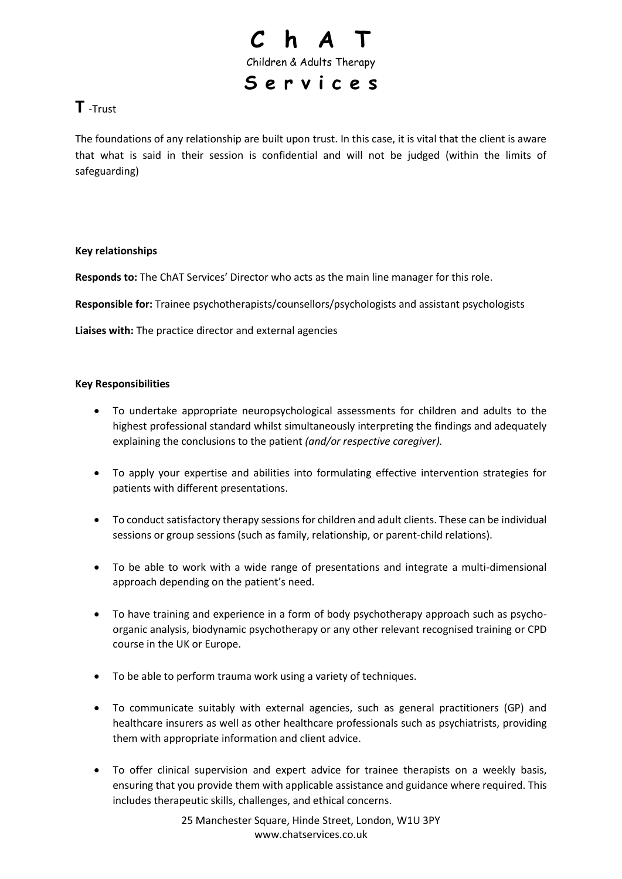**T** -Trust

The foundations of any relationship are built upon trust. In this case, it is vital that the client is aware that what is said in their session is confidential and will not be judged (within the limits of safeguarding)

**Key relationships**

**Responds to:** The ChAT Services' Director who acts as the main line manager for this role.

**Responsible for:** Trainee psychotherapists/counsellors/psychologists and assistant psychologists

**Liaises with:** The practice director and external agencies

**Key Responsibilities**

- To undertake appropriate neuropsychological assessments for children and adults to the highest professional standard whilst simultaneously interpreting the findings and adequately explaining the conclusions to the patient *(and/or respective caregiver).*
- To apply your expertise and abilities into formulating effective intervention strategies for patients with different presentations.
- To conduct satisfactory therapy sessions for children and adult clients. These can be individual sessions or group sessions (such as family, relationship, or parent-child relations).
- To be able to work with a wide range of presentations and integrate a multi-dimensional approach depending on the patient's need.
- To have training and experience in a form of body psychotherapy approach such as psycho-organic analysis, biodynamic psychotherapy or any other relevant recognised training or CPD course in the UK or Europe.
- To be able to perform trauma work using a variety of techniques.
- To communicate suitably with external agencies, such as general practitioners (GP) and healthcare insurers as well as other healthcare professionals such as psychiatrists, providing them with appropriate information and client advice.
- To offer clinical supervision and expert advice for trainee therapists on a weekly basis, ensuring that you provide them with applicable assistance and guidance where required. This includes therapeutic skills, challenges, and ethical concerns.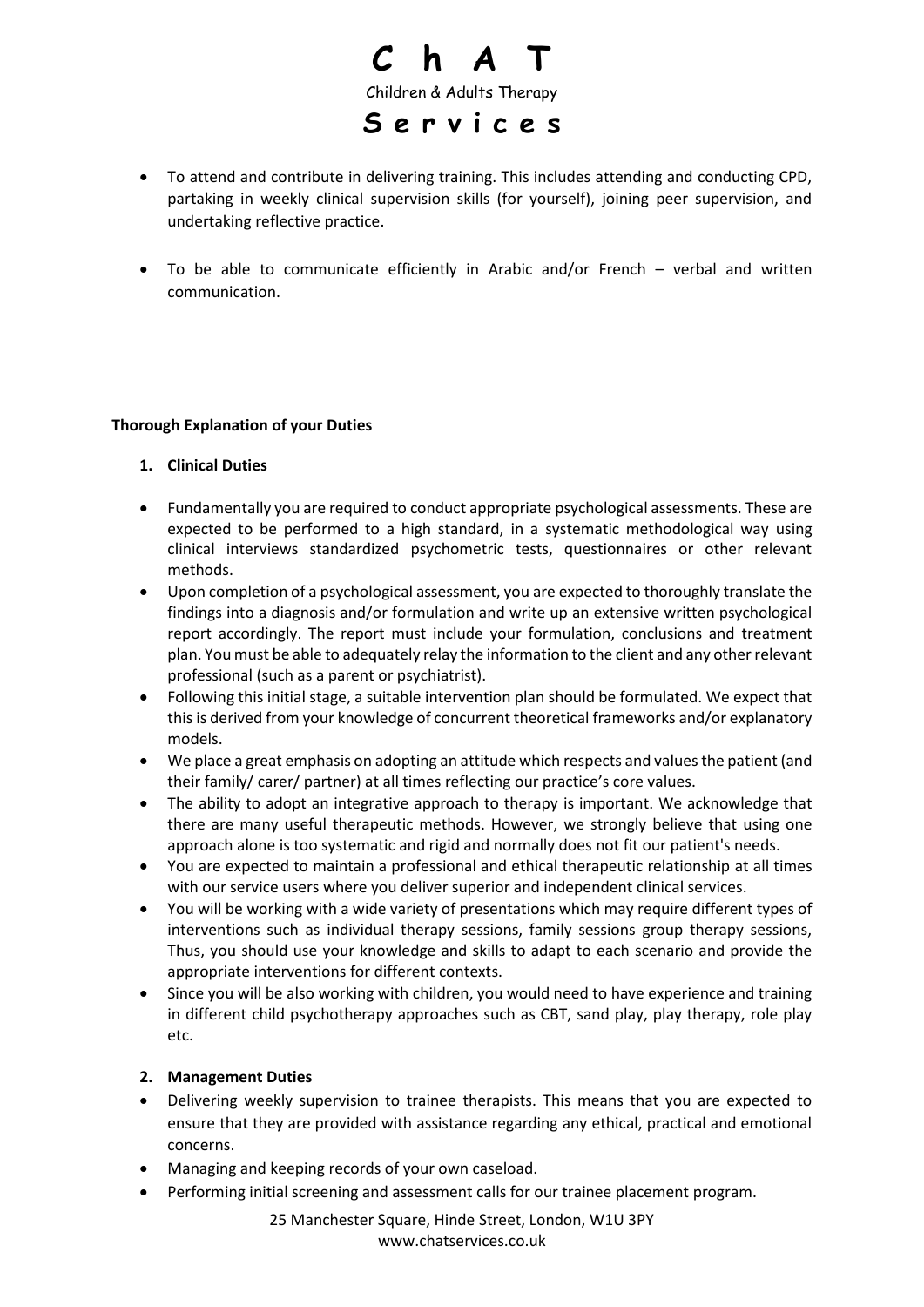- To attend and contribute in delivering training. This includes attending and conducting CPD, partaking in weekly clinical supervision skills (for yourself), joining peer supervision, and undertaking reflective practice.
- To be able to communicate efficiently in Arabic and/or French – verbal and written communication.

**Thorough Explanation of your Duties**

1. **Clinical Duties**

- Fundamentally you are required to conduct appropriate psychological assessments. These are expected to be performed to a high standard, in a systematic methodological way using clinical interviews standardized psychometric tests, questionnaires or other relevant methods.
- Upon completion of a psychological assessment, you are expected to thoroughly translate the findings into a diagnosis and/or formulation and write up an extensive written psychological report accordingly. The report must include your formulation, conclusions and treatment plan. You must be able to adequately relay the information to the client and any other relevant professional (such as a parent or psychiatrist).
- Following this initial stage, a suitable intervention plan should be formulated. We expect that this is derived from your knowledge of concurrent theoretical frameworks and/or explanatory models.
- We place a great emphasis on adopting an attitude which respects and values the patient (and their family/ carer/ partner) at all times reflecting our practice's core values.
- The ability to adopt an integrative approach to therapy is important. We acknowledge that there are many useful therapeutic methods. However, we strongly believe that using one approach alone is too systematic and rigid and normally does not fit our patient's needs.
- You are expected to maintain a professional and ethical therapeutic relationship at all times with our service users where you deliver superior and independent clinical services.
- You will be working with a wide variety of presentations which may require different types of interventions such as individual therapy sessions, family sessions group therapy sessions, Thus, you should use your knowledge and skills to adapt to each scenario and provide the appropriate interventions for different contexts.
- Since you will be also working with children, you would need to have experience and training in different child psychotherapy approaches such as CBT, sand play, play therapy, role play etc.

2. **Management Duties**

- Delivering weekly supervision to trainee therapists. This means that you are expected to ensure that they are provided with assistance regarding any ethical, practical and emotional concerns.
- Managing and keeping records of your own caseload.
- Performing initial screening and assessment calls for our trainee placement program.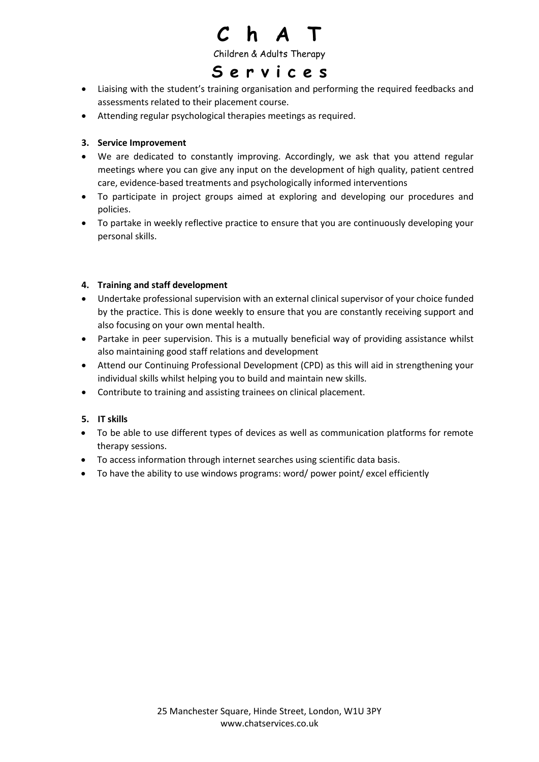- Liaising with the student's training organisation and performing the required feedbacks and assessments related to their placement course.
- Attending regular psychological therapies meetings as required.

**3. Service Improvement**

- We are dedicated to constantly improving. Accordingly, we ask that you attend regular meetings where you can give any input on the development of high quality, patient centred care, evidence-based treatments and psychologically informed interventions
- To participate in project groups aimed at exploring and developing our procedures and policies.
- To partake in weekly reflective practice to ensure that you are continuously developing your personal skills.

**4. Training and staff development**

- Undertake professional supervision with an external clinical supervisor of your choice funded by the practice. This is done weekly to ensure that you are constantly receiving support and also focusing on your own mental health.
- Partake in peer supervision. This is a mutually beneficial way of providing assistance whilst also maintaining good staff relations and development
- Attend our Continuing Professional Development (CPD) as this will aid in strengthening your individual skills whilst helping you to build and maintain new skills.
- Contribute to training and assisting trainees on clinical placement.

**5. IT skills**

- To be able to use different types of devices as well as communication platforms for remote therapy sessions.
- To access information through internet searches using scientific data basis.
- To have the ability to use windows programs: word/ power point/ excel efficiently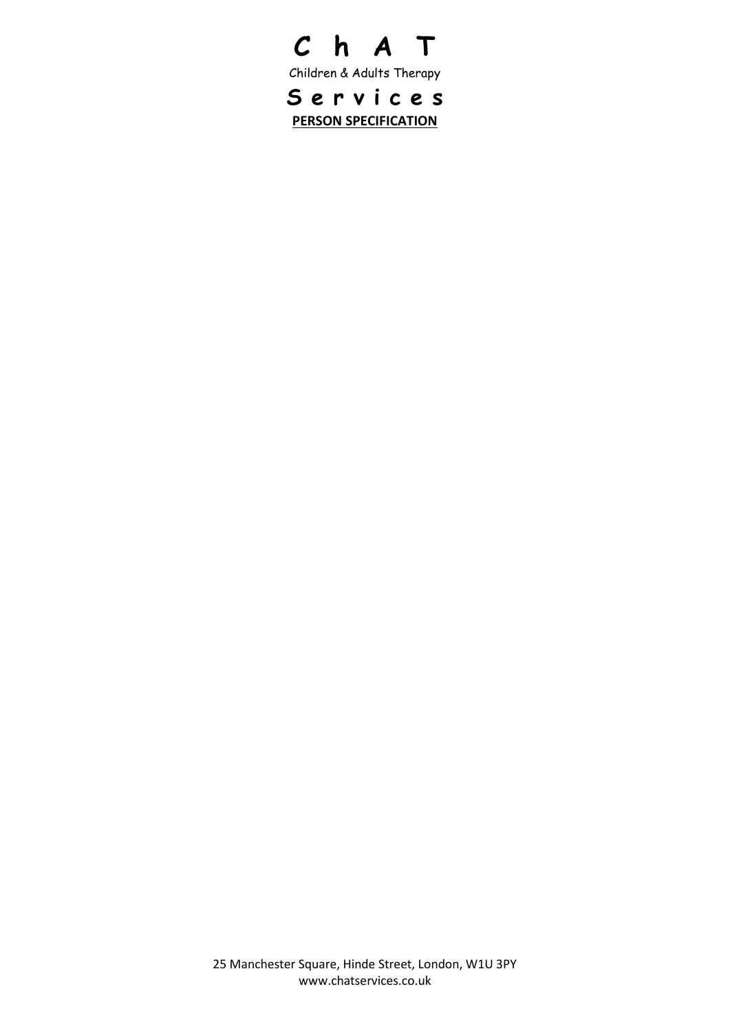# C h A T

Children & Adults Therapy

# S e r v i c e s

**PERSON SPECIFICATION**

25 Manchester Square, Hinde Street, London, W1U 3PY
www.chatservices.co.uk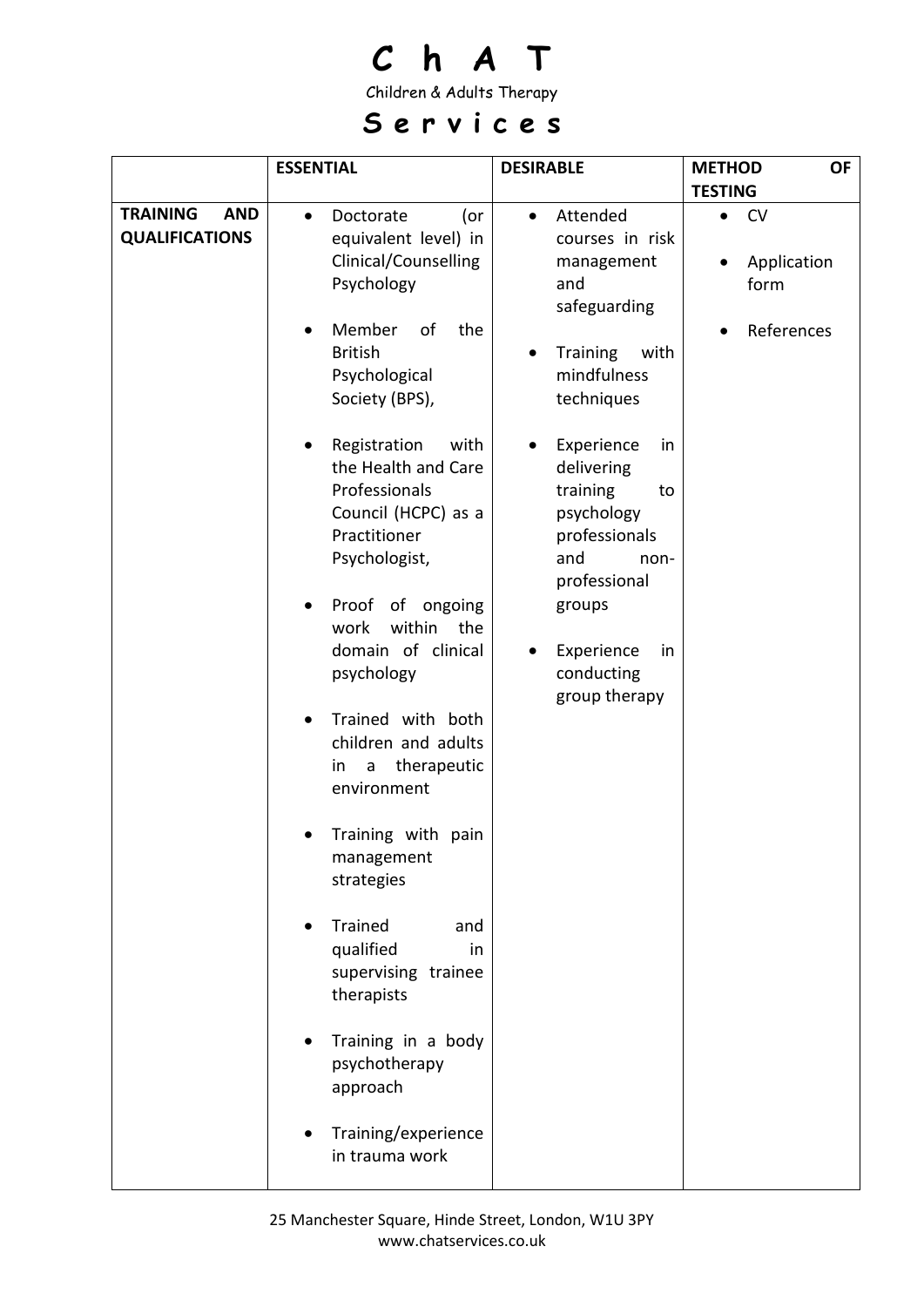| | ESSENTIAL | DESIRABLE | METHOD OF TESTING |
|---|---|---|---|
| **TRAINING AND QUALIFICATIONS** | • Doctorate (or equivalent level) in Clinical/Counselling Psychology<br>• Member of the British Psychological Society (BPS),<br>• Registration with the Health and Care Professionals Council (HCPC) as a Practitioner Psychologist,<br>• Proof of ongoing work within the domain of clinical psychology<br>• Trained with both children and adults in a therapeutic environment<br>• Training with pain management strategies<br>• Trained and qualified in supervising trainee therapists<br>• Training in a body psychotherapy approach<br>• Training/experience in trauma work | • Attended courses in risk management and safeguarding<br>• Training with mindfulness techniques<br>• Experience in delivering training to psychology professionals and non-professional groups<br>• Experience in conducting group therapy | • CV<br>• Application form<br>• References |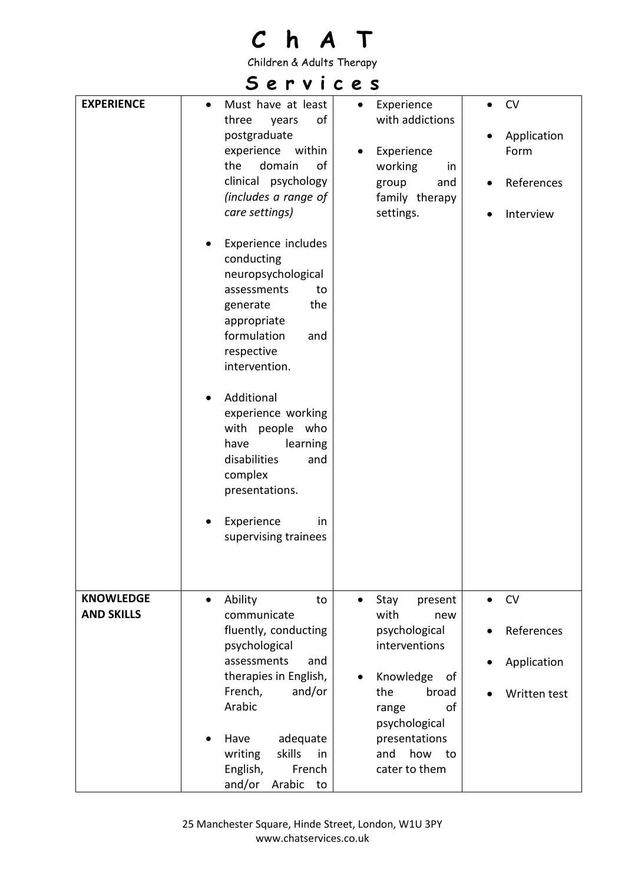| **EXPERIENCE** | • Must have at least three years of postgraduate experience within the domain of clinical psychology *(includes a range of care settings)*<br><br>• Experience includes conducting neuropsychological assessments to generate the appropriate formulation and respective intervention.<br><br>• Additional experience working with people who have learning disabilities and complex presentations.<br><br>• Experience in supervising trainees | • Experience with addictions<br><br>• Experience working in group and family therapy settings. | • CV<br><br>• Application Form<br><br>• References<br><br>• Interview |
|---|---|---|---|
| **KNOWLEDGE AND SKILLS** | • Ability to communicate fluently, conducting psychological assessments and therapies in English, French, and/or Arabic<br><br>• Have adequate writing skills in English, French and/or Arabic to | • Stay present with new psychological interventions<br><br>• Knowledge of the broad range of psychological presentations and how to cater to them | • CV<br><br>• References<br><br>• Application<br><br>• Written test |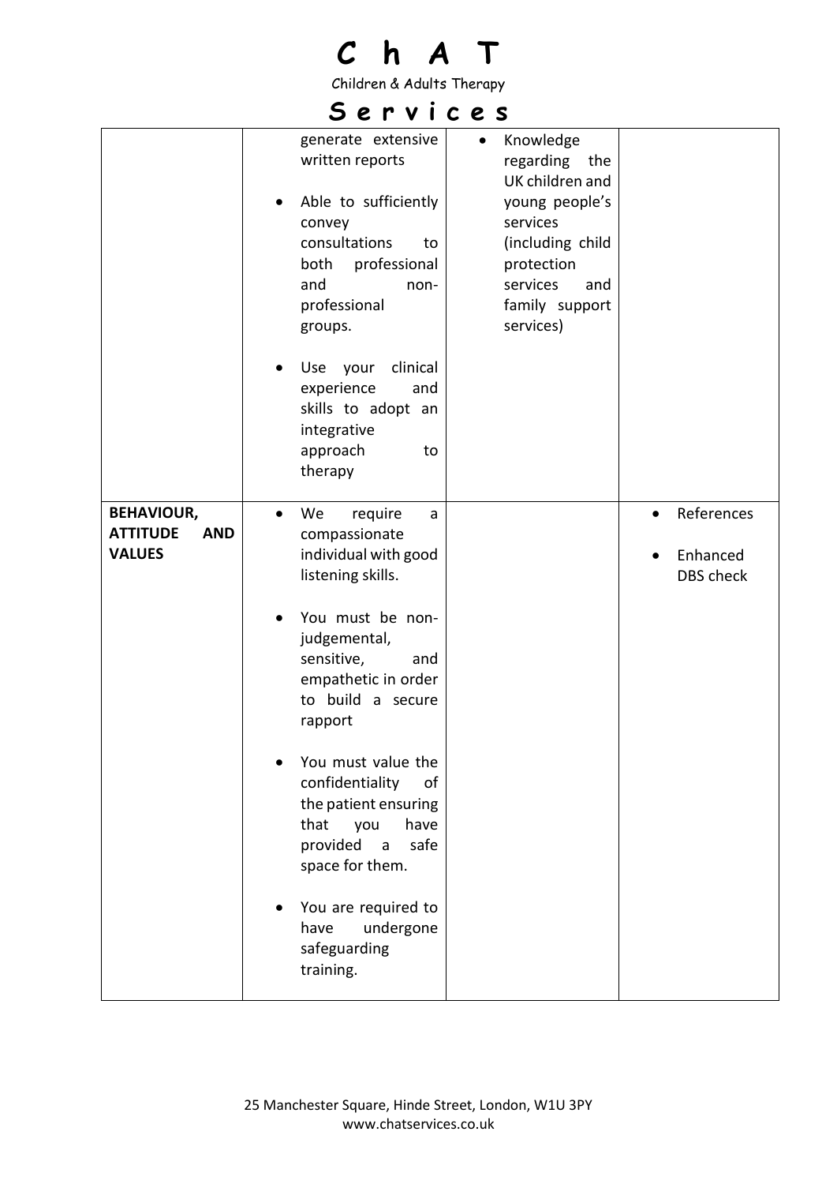| | | | |
|---|---|---|---|
| | generate extensive written reports<br><br>• Able to sufficiently convey consultations to both professional and non-professional groups.<br><br>• Use your clinical experience and skills to adopt an integrative approach to therapy | • Knowledge regarding the UK children and young people's services (including child protection services and family support services) | |
| **BEHAVIOUR, ATTITUDE AND VALUES** | • We require a compassionate individual with good listening skills.<br><br>• You must be non-judgemental, sensitive, and empathetic in order to build a secure rapport<br><br>• You must value the confidentiality of the patient ensuring that you have provided a safe space for them.<br><br>• You are required to have undergone safeguarding training. | | • References<br><br>• Enhanced DBS check |